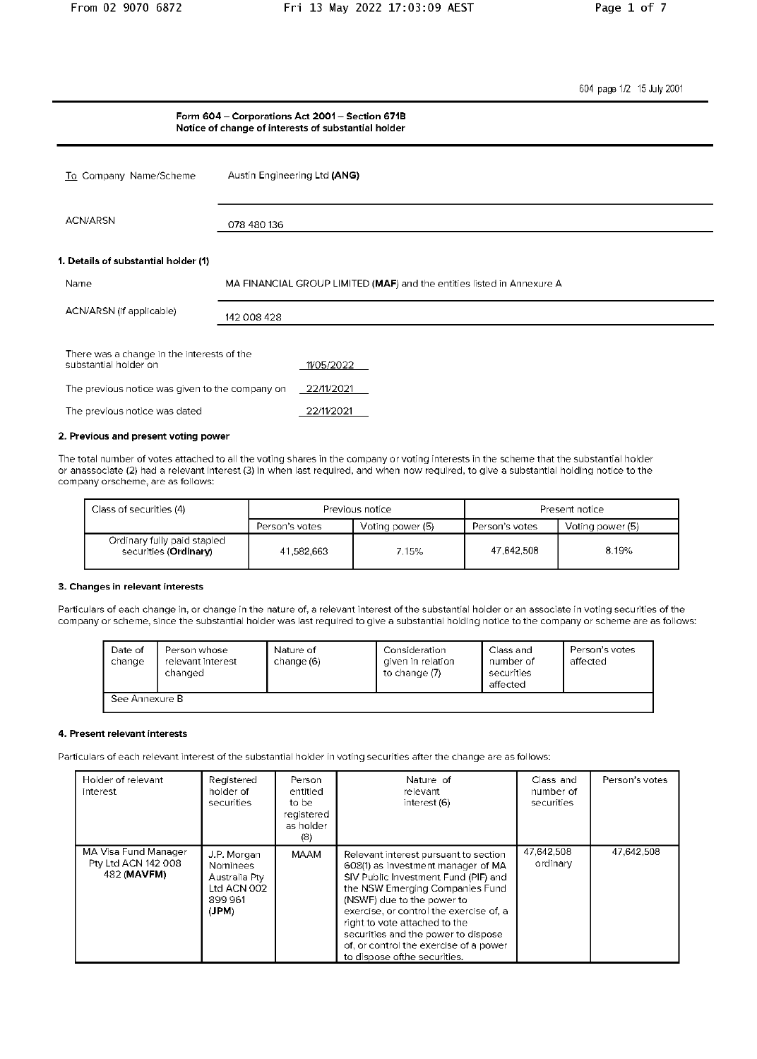604 page 1/2 15 July 2001

## Form 604 – Corporations Act 2001 – Section 671B
## Notice of change of interests of substantial holder

| | |
|---|---|
| To Company Name/Scheme | Austin Engineering Ltd **(ANG)** |
| ACN/ARSN | 078 480 136 |

### 1. Details of substantial holder (1)

| | |
|---|---|
| Name | MA FINANCIAL GROUP LIMITED (**MAF**) and the entities listed in Annexure A |
| ACN/ARSN (if applicable) | 142 008 428 |

There was a change in the interests of the substantial holder on 11/05/2022

The previous notice was given to the company on 22/11/2021

The previous notice was dated 22/11/2021

### 2. Previous and present voting power

The total number of votes attached to all the voting shares in the company or voting interests in the scheme that the substantial holder or anassociate (2) had a relevant interest (3) in when last required, and when now required, to give a substantial holding notice to the company orscheme, are as follows:

| Class of securities (4) | Previous notice | | Present notice | |
|---|---|---|---|---|
| | Person's votes | Voting power (5) | Person's votes | Voting power (5) |
| Ordinary fully paid stapled securities (**Ordinary**) | 41,582,663 | 7.15% | 47,642,508 | 8.19% |

### 3. Changes in relevant interests

Particulars of each change in, or change in the nature of, a relevant interest of the substantial holder or an associate in voting securities of the company or scheme, since the substantial holder was last required to give a substantial holding notice to the company or scheme are as follows:

| Date of change | Person whose relevant interest changed | Nature of change (6) | Consideration given in relation to change (7) | Class and number of securities affected | Person's votes affected |
|---|---|---|---|---|---|
| See Annexure B | | | | | |

### 4. Present relevant interests

Particulars of each relevant interest of the substantial holder in voting securities after the change are as follows:

| Holder of relevant interest | Registered holder of securities | Person entitled to be registered as holder (8) | Nature of relevant interest (6) | Class and number of securities | Person's votes |
|---|---|---|---|---|---|
| MA Visa Fund Manager Pty Ltd ACN 142 008 482 (**MAVFM**) | J.P. Morgan Nominees Australia Pty Ltd ACN 002 899 961 (**JPM**) | MAAM | Relevant interest pursuant to section 608(1) as investment manager of MA SIV Public Investment Fund (PIF) and the NSW Emerging Companies Fund (NSWF) due to the power to exercise, or control the exercise of, a right to vote attached to the securities and the power to dispose of, or control the exercise of a power to dispose ofthe securities. | 47,642,508 ordinary | 47,642,508 |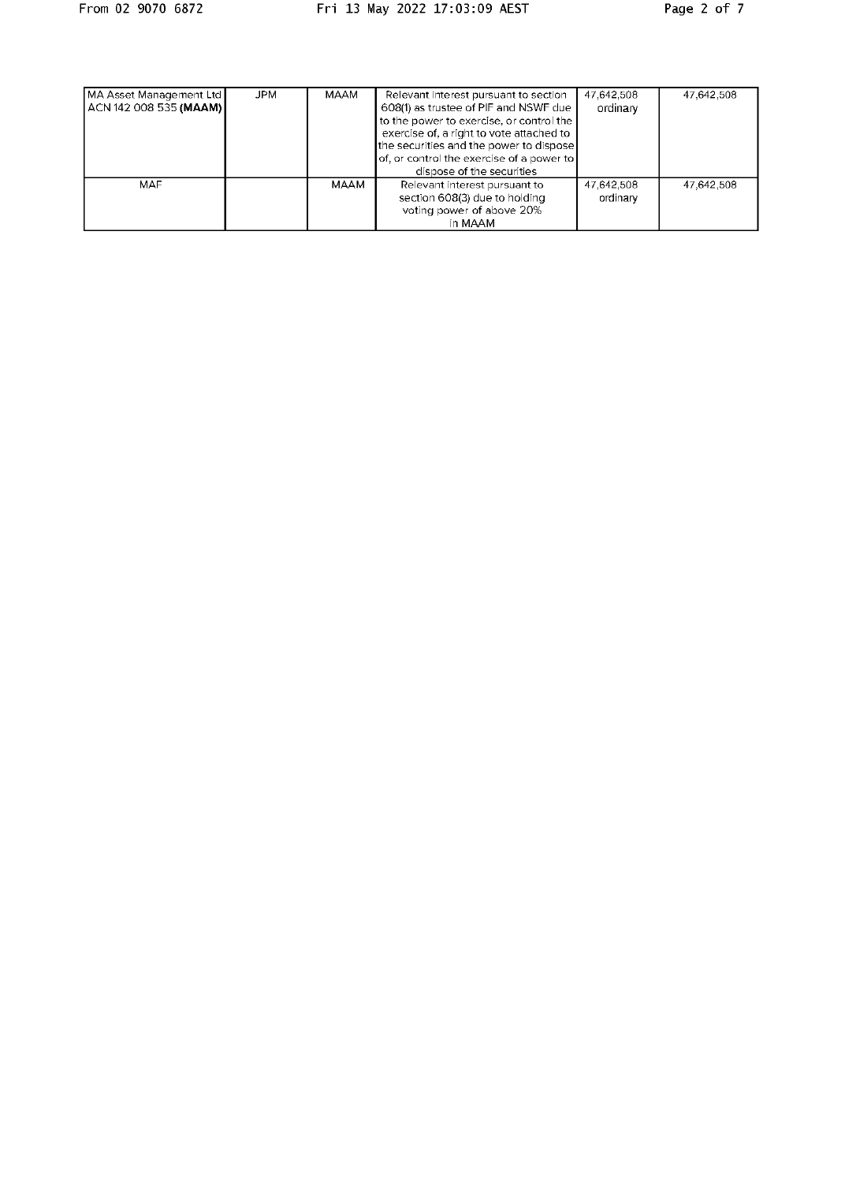| MA Asset Management Ltd ACN 142 008 535 **(MAAM)** | JPM | MAAM | Relevant interest pursuant to section 608(1) as trustee of PIF and NSWF due to the power to exercise, or control the exercise of, a right to vote attached to the securities and the power to dispose of, or control the exercise of a power to dispose of the securities | 47,642,508 ordinary | 47,642,508 |
|---|---|---|---|---|---|
| MAF | | MAAM | Relevant interest pursuant to section 608(3) due to holding voting power of above 20% in MAAM | 47,642,508 ordinary | 47,642,508 |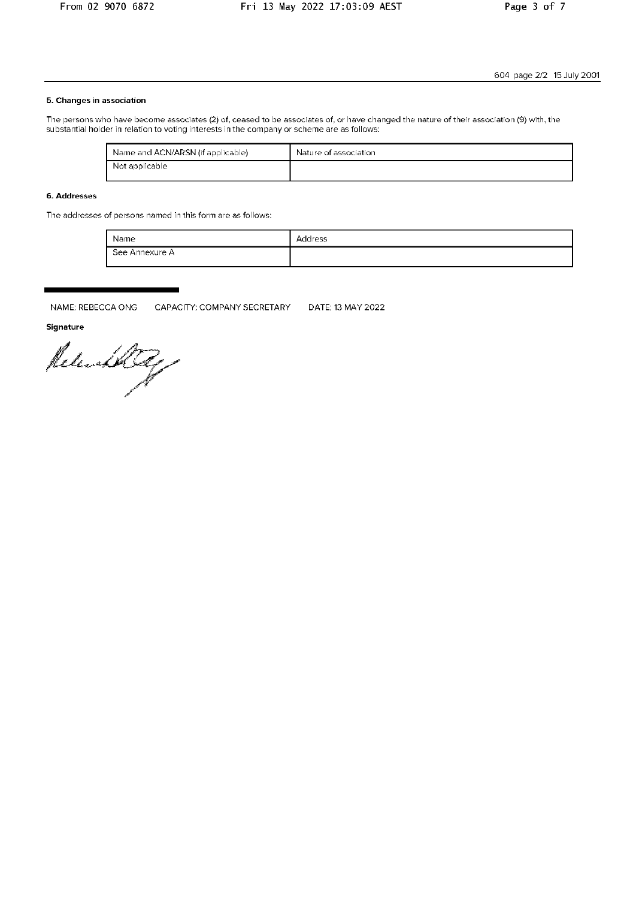604 page 2/2 15 July 2001

### 5. Changes in association

The persons who have become associates (2) of, ceased to be associates of, or have changed the nature of their association (9) with, the substantial holder in relation to voting interests in the company or scheme are as follows:

| Name and ACN/ARSN (if applicable) | Nature of association |
|---|---|
| Not applicable | |

### 6. Addresses

The addresses of persons named in this form are as follows:

| Name | Address |
|---|---|
| See Annexure A | |

NAME: REBECCA ONG CAPACITY: COMPANY SECRETARY DATE: 13 MAY 2022

**Signature**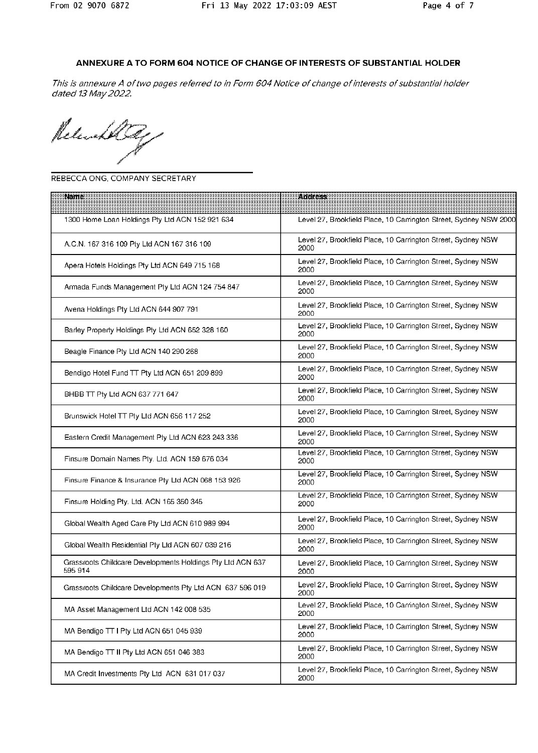# ANNEXURE A TO FORM 604 NOTICE OF CHANGE OF INTERESTS OF SUBSTANTIAL HOLDER

*This is annexure A of two pages referred to in Form 604 Notice of change of interests of substantial holder dated 13 May 2022.*

REBECCA ONG, COMPANY SECRETARY

| Name | Address |
|---|---|
| 1300 Home Loan Holdings Pty Ltd ACN 152 921 634 | Level 27, Brookfield Place, 10 Carrington Street, Sydney NSW 2000 |
| A.C.N. 167 316 109 Pty Ltd ACN 167 316 109 | Level 27, Brookfield Place, 10 Carrington Street, Sydney NSW 2000 |
| Apera Hotels Holdings Pty Ltd ACN 649 715 168 | Level 27, Brookfield Place, 10 Carrington Street, Sydney NSW 2000 |
| Armada Funds Management Pty Ltd ACN 124 754 847 | Level 27, Brookfield Place, 10 Carrington Street, Sydney NSW 2000 |
| Avena Holdings Pty Ltd ACN 644 907 791 | Level 27, Brookfield Place, 10 Carrington Street, Sydney NSW 2000 |
| Barley Property Holdings Pty Ltd ACN 652 328 160 | Level 27, Brookfield Place, 10 Carrington Street, Sydney NSW 2000 |
| Beagle Finance Pty Ltd ACN 140 290 268 | Level 27, Brookfield Place, 10 Carrington Street, Sydney NSW 2000 |
| Bendigo Hotel Fund TT Pty Ltd ACN 651 209 899 | Level 27, Brookfield Place, 10 Carrington Street, Sydney NSW 2000 |
| BHBB TT Pty Ltd ACN 637 771 647 | Level 27, Brookfield Place, 10 Carrington Street, Sydney NSW 2000 |
| Brunswick Hotel TT Pty Ltd ACN 656 117 252 | Level 27, Brookfield Place, 10 Carrington Street, Sydney NSW 2000 |
| Eastern Credit Management Pty Ltd ACN 623 243 336 | Level 27, Brookfield Place, 10 Carrington Street, Sydney NSW 2000 |
| Finsure Domain Names Pty. Ltd. ACN 159 676 034 | Level 27, Brookfield Place, 10 Carrington Street, Sydney NSW 2000 |
| Finsure Finance & Insurance Pty Ltd ACN 068 153 926 | Level 27, Brookfield Place, 10 Carrington Street, Sydney NSW 2000 |
| Finsure Holding Pty. Ltd. ACN 165 350 345 | Level 27, Brookfield Place, 10 Carrington Street, Sydney NSW 2000 |
| Global Wealth Aged Care Pty Ltd ACN 610 989 994 | Level 27, Brookfield Place, 10 Carrington Street, Sydney NSW 2000 |
| Global Wealth Residential Pty Ltd ACN 607 039 216 | Level 27, Brookfield Place, 10 Carrington Street, Sydney NSW 2000 |
| Grassroots Childcare Developments Holdings Pty Ltd ACN 637 595 914 | Level 27, Brookfield Place, 10 Carrington Street, Sydney NSW 2000 |
| Grassroots Childcare Developments Pty Ltd ACN 637 596 019 | Level 27, Brookfield Place, 10 Carrington Street, Sydney NSW 2000 |
| MA Asset Management Ltd ACN 142 008 535 | Level 27, Brookfield Place, 10 Carrington Street, Sydney NSW 2000 |
| MA Bendigo TT I Pty Ltd ACN 651 045 939 | Level 27, Brookfield Place, 10 Carrington Street, Sydney NSW 2000 |
| MA Bendigo TT II Pty Ltd ACN 651 046 383 | Level 27, Brookfield Place, 10 Carrington Street, Sydney NSW 2000 |
| MA Credit Investments Pty Ltd ACN 631 017 037 | Level 27, Brookfield Place, 10 Carrington Street, Sydney NSW 2000 |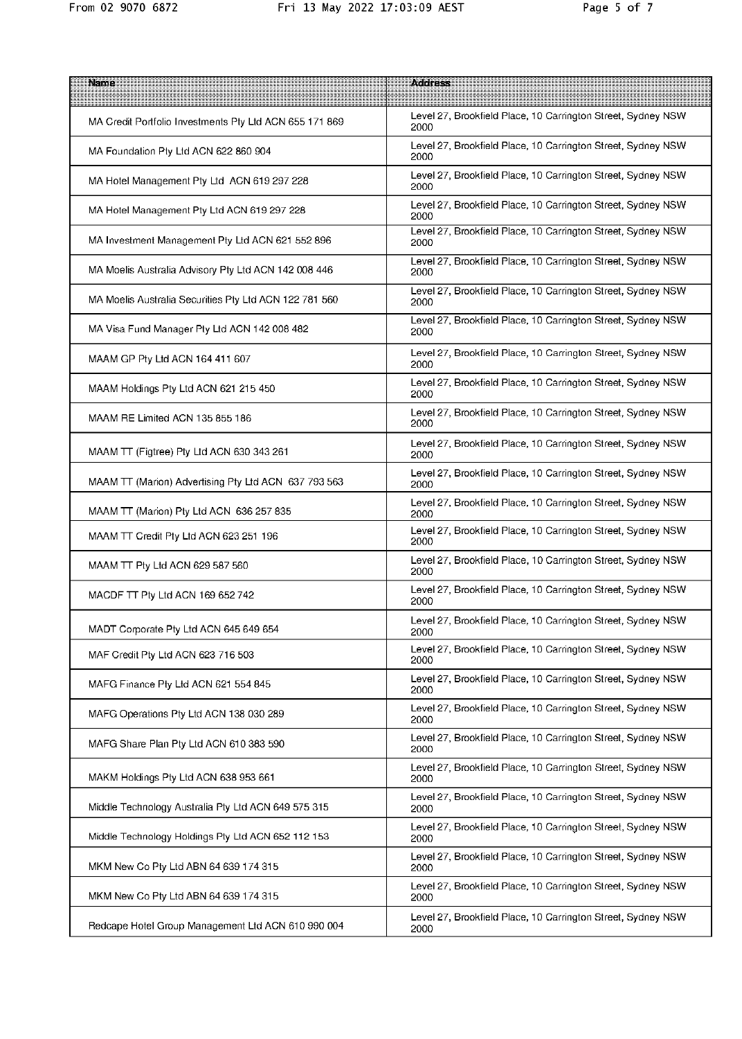| Name | Address |
|---|---|
| MA Credit Portfolio Investments Pty Ltd ACN 655 171 869 | Level 27, Brookfield Place, 10 Carrington Street, Sydney NSW 2000 |
| MA Foundation Pty Ltd ACN 622 860 904 | Level 27, Brookfield Place, 10 Carrington Street, Sydney NSW 2000 |
| MA Hotel Management Pty Ltd ACN 619 297 228 | Level 27, Brookfield Place, 10 Carrington Street, Sydney NSW 2000 |
| MA Hotel Management Pty Ltd ACN 619 297 228 | Level 27, Brookfield Place, 10 Carrington Street, Sydney NSW 2000 |
| MA Investment Management Pty Ltd ACN 621 552 896 | Level 27, Brookfield Place, 10 Carrington Street, Sydney NSW 2000 |
| MA Moelis Australia Advisory Pty Ltd ACN 142 008 446 | Level 27, Brookfield Place, 10 Carrington Street, Sydney NSW 2000 |
| MA Moelis Australia Securities Pty Ltd ACN 122 781 560 | Level 27, Brookfield Place, 10 Carrington Street, Sydney NSW 2000 |
| MA Visa Fund Manager Pty Ltd ACN 142 008 482 | Level 27, Brookfield Place, 10 Carrington Street, Sydney NSW 2000 |
| MAAM GP Pty Ltd ACN 164 411 607 | Level 27, Brookfield Place, 10 Carrington Street, Sydney NSW 2000 |
| MAAM Holdings Pty Ltd ACN 621 215 450 | Level 27, Brookfield Place, 10 Carrington Street, Sydney NSW 2000 |
| MAAM RE Limited ACN 135 855 186 | Level 27, Brookfield Place, 10 Carrington Street, Sydney NSW 2000 |
| MAAM TT (Figtree) Pty Ltd ACN 630 343 261 | Level 27, Brookfield Place, 10 Carrington Street, Sydney NSW 2000 |
| MAAM TT (Marion) Advertising Pty Ltd ACN 637 793 563 | Level 27, Brookfield Place, 10 Carrington Street, Sydney NSW 2000 |
| MAAM TT (Marion) Pty Ltd ACN 636 257 835 | Level 27, Brookfield Place, 10 Carrington Street, Sydney NSW 2000 |
| MAAM TT Credit Pty Ltd ACN 623 251 196 | Level 27, Brookfield Place, 10 Carrington Street, Sydney NSW 2000 |
| MAAM TT Pty Ltd ACN 629 587 560 | Level 27, Brookfield Place, 10 Carrington Street, Sydney NSW 2000 |
| MACDF TT Pty Ltd ACN 169 652 742 | Level 27, Brookfield Place, 10 Carrington Street, Sydney NSW 2000 |
| MADT Corporate Pty Ltd ACN 645 649 654 | Level 27, Brookfield Place, 10 Carrington Street, Sydney NSW 2000 |
| MAF Credit Pty Ltd ACN 623 716 503 | Level 27, Brookfield Place, 10 Carrington Street, Sydney NSW 2000 |
| MAFG Finance Pty Ltd ACN 621 554 845 | Level 27, Brookfield Place, 10 Carrington Street, Sydney NSW 2000 |
| MAFG Operations Pty Ltd ACN 138 030 289 | Level 27, Brookfield Place, 10 Carrington Street, Sydney NSW 2000 |
| MAFG Share Plan Pty Ltd ACN 610 383 590 | Level 27, Brookfield Place, 10 Carrington Street, Sydney NSW 2000 |
| MAKM Holdings Pty Ltd ACN 638 953 661 | Level 27, Brookfield Place, 10 Carrington Street, Sydney NSW 2000 |
| Middle Technology Australia Pty Ltd ACN 649 575 315 | Level 27, Brookfield Place, 10 Carrington Street, Sydney NSW 2000 |
| Middle Technology Holdings Pty Ltd ACN 652 112 153 | Level 27, Brookfield Place, 10 Carrington Street, Sydney NSW 2000 |
| MKM New Co Pty Ltd ABN 64 639 174 315 | Level 27, Brookfield Place, 10 Carrington Street, Sydney NSW 2000 |
| MKM New Co Pty Ltd ABN 64 639 174 315 | Level 27, Brookfield Place, 10 Carrington Street, Sydney NSW 2000 |
| Redcape Hotel Group Management Ltd ACN 610 990 004 | Level 27, Brookfield Place, 10 Carrington Street, Sydney NSW 2000 |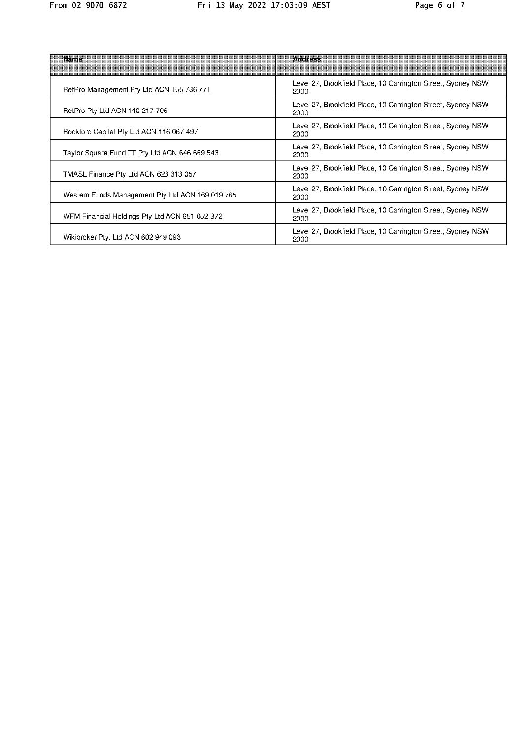| Name | Address |
| --- | --- |
| RetPro Management Pty Ltd ACN 155 736 771 | Level 27, Brookfield Place, 10 Carrington Street, Sydney NSW 2000 |
| RetPro Pty Ltd ACN 140 217 796 | Level 27, Brookfield Place, 10 Carrington Street, Sydney NSW 2000 |
| Rockford Capital Pty Ltd ACN 116 067 497 | Level 27, Brookfield Place, 10 Carrington Street, Sydney NSW 2000 |
| Taylor Square Fund TT Pty Ltd ACN 646 669 543 | Level 27, Brookfield Place, 10 Carrington Street, Sydney NSW 2000 |
| TMASL Finance Pty Ltd ACN 623 313 057 | Level 27, Brookfield Place, 10 Carrington Street, Sydney NSW 2000 |
| Western Funds Management Pty Ltd ACN 169 019 765 | Level 27, Brookfield Place, 10 Carrington Street, Sydney NSW 2000 |
| WFM Financial Holdings Pty Ltd ACN 651 052 372 | Level 27, Brookfield Place, 10 Carrington Street, Sydney NSW 2000 |
| Wikibroker Pty. Ltd ACN 602 949 093 | Level 27, Brookfield Place, 10 Carrington Street, Sydney NSW 2000 |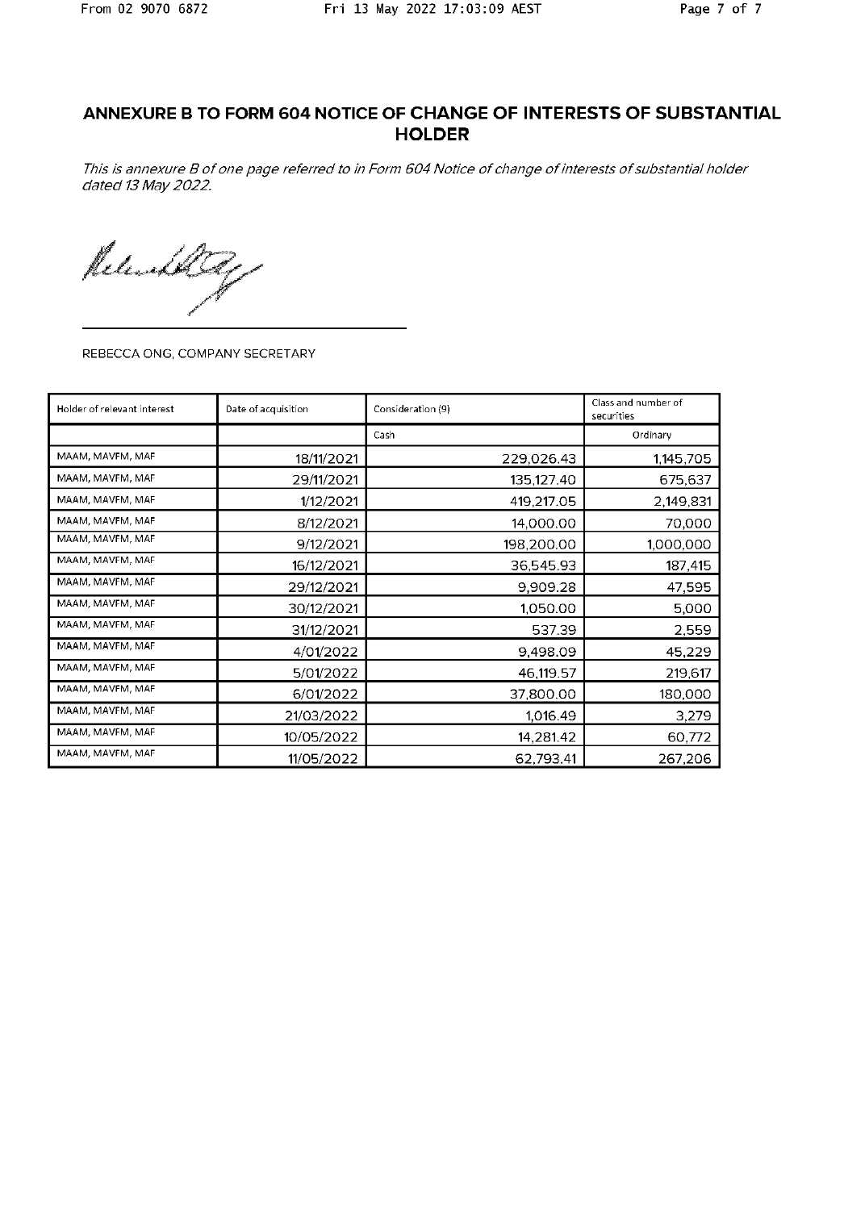# ANNEXURE B TO FORM 604 NOTICE OF CHANGE OF INTERESTS OF SUBSTANTIAL HOLDER

*This is annexure B of one page referred to in Form 604 Notice of change of interests of substantial holder dated 13 May 2022.*

REBECCA ONG, COMPANY SECRETARY

| Holder of relevant interest | Date of acquisition | Consideration (9) | Class and number of securities |
|---|---|---|---|
| | | Cash | Ordinary |
| MAAM, MAVFM, MAF | 18/11/2021 | 229,026.43 | 1,145,705 |
| MAAM, MAVFM, MAF | 29/11/2021 | 135,127.40 | 675,637 |
| MAAM, MAVFM, MAF | 1/12/2021 | 419,217.05 | 2,149,831 |
| MAAM, MAVFM, MAF | 8/12/2021 | 14,000.00 | 70,000 |
| MAAM, MAVFM, MAF | 9/12/2021 | 198,200.00 | 1,000,000 |
| MAAM, MAVFM, MAF | 16/12/2021 | 36,545.93 | 187,415 |
| MAAM, MAVFM, MAF | 29/12/2021 | 9,909.28 | 47,595 |
| MAAM, MAVFM, MAF | 30/12/2021 | 1,050.00 | 5,000 |
| MAAM, MAVFM, MAF | 31/12/2021 | 537.39 | 2,559 |
| MAAM, MAVFM, MAF | 4/01/2022 | 9,498.09 | 45,229 |
| MAAM, MAVFM, MAF | 5/01/2022 | 46,119.57 | 219,617 |
| MAAM, MAVFM, MAF | 6/01/2022 | 37,800.00 | 180,000 |
| MAAM, MAVFM, MAF | 21/03/2022 | 1,016.49 | 3,279 |
| MAAM, MAVFM, MAF | 10/05/2022 | 14,281.42 | 60,772 |
| MAAM, MAVFM, MAF | 11/05/2022 | 62,793.41 | 267,206 |